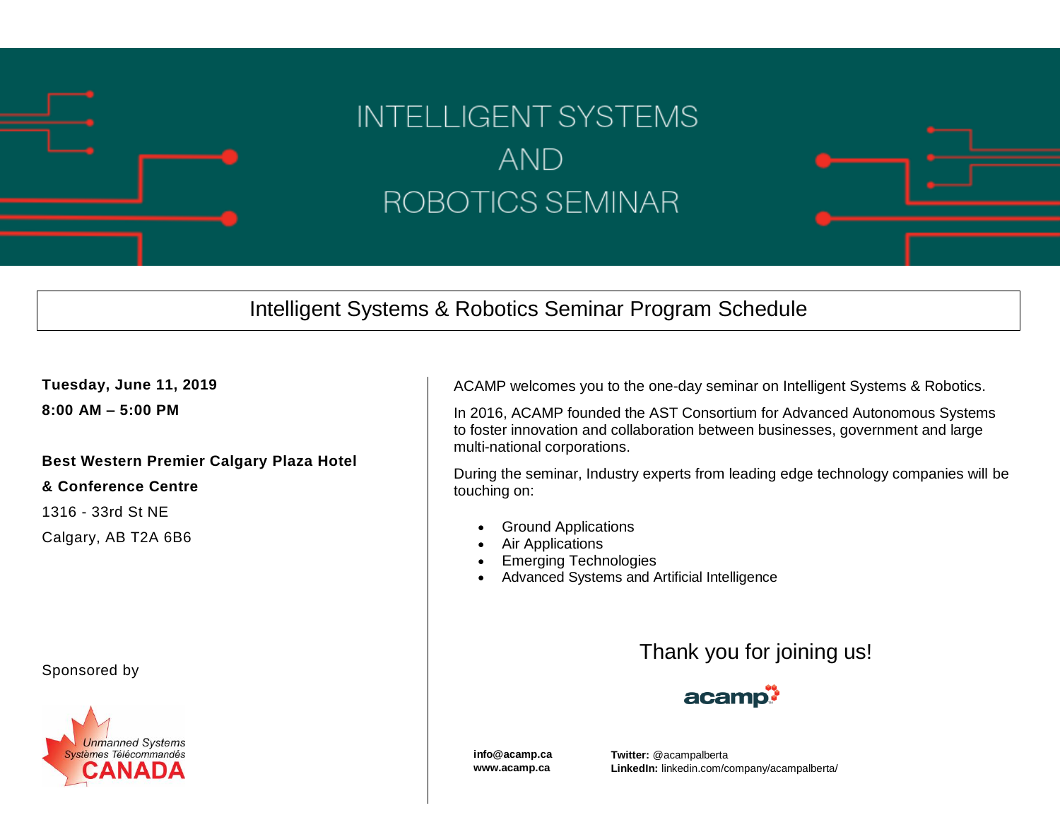# INTELLIGENT SYSTEMS AND ROBOTICS SEMINAR

## Intelligent Systems & Robotics Seminar Program Schedule

**Tuesday, June 11, 2019**

**8:00 AM – 5:00 PM**

**Best Western Premier Calgary Plaza Hotel & Conference Centre**

1316 - 33rd St NE

Calgary, AB T2A 6B6

Sponsored by

Unmanned Systems
Systèmes Télécommandés
CANADA

ACAMP welcomes you to the one-day seminar on Intelligent Systems & Robotics.

In 2016, ACAMP founded the AST Consortium for Advanced Autonomous Systems to foster innovation and collaboration between businesses, government and large multi-national corporations.

During the seminar, Industry experts from leading edge technology companies will be touching on:

- Ground Applications
- Air Applications
- Emerging Technologies
- Advanced Systems and Artificial Intelligence

Thank you for joining us!

acamp

**info@acamp.ca**
**www.acamp.ca**

**Twitter:** @acampalberta
**LinkedIn:** linkedin.com/company/acampalberta/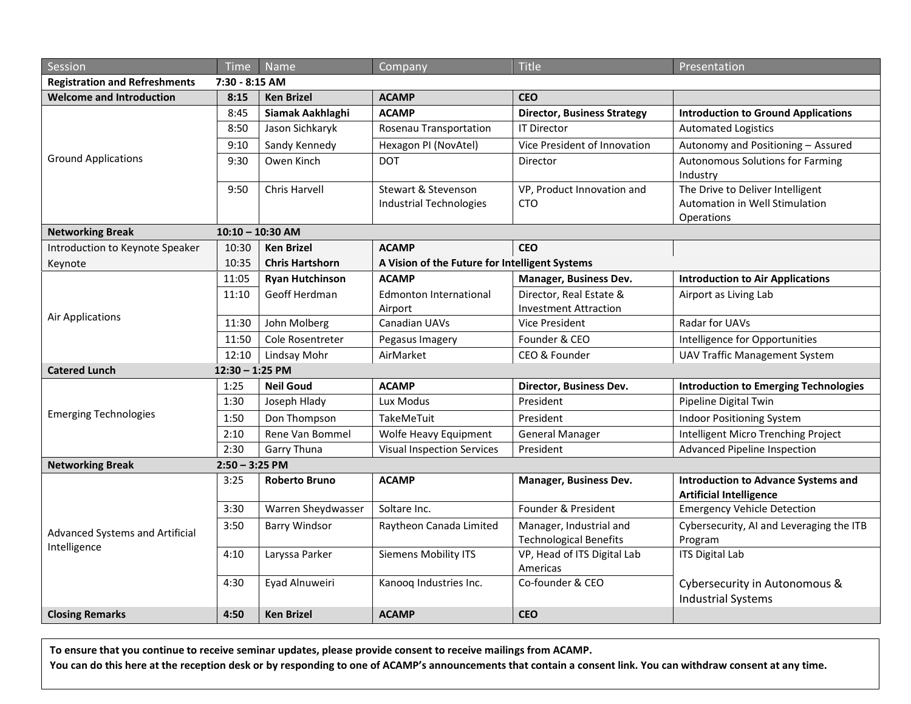| Session | Time | Name | Company | Title | Presentation |
|---|---|---|---|---|---|
| **Registration and Refreshments** | **7:30 - 8:15 AM** | | | | |
| **Welcome and Introduction** | **8:15** | **Ken Brizel** | **ACAMP** | **CEO** | |
| Ground Applications | 8:45 | **Siamak Aakhlaghi** | **ACAMP** | **Director, Business Strategy** | **Introduction to Ground Applications** |
| | 8:50 | Jason Sichkaryk | Rosenau Transportation | IT Director | Automated Logistics |
| | 9:10 | Sandy Kennedy | Hexagon PI (NovAtel) | Vice President of Innovation | Autonomy and Positioning – Assured |
| | 9:30 | Owen Kinch | DOT | Director | Autonomous Solutions for Farming Industry |
| | 9:50 | Chris Harvell | Stewart & Stevenson Industrial Technologies | VP, Product Innovation and CTO | The Drive to Deliver Intelligent Automation in Well Stimulation Operations |
| **Networking Break** | **10:10 – 10:30 AM** | | | | |
| Introduction to Keynote Speaker | 10:30 | **Ken Brizel** | **ACAMP** | **CEO** | |
| Keynote | 10:35 | **Chris Hartshorn** | **A Vision of the Future for Intelligent Systems** | | |
| Air Applications | 11:05 | **Ryan Hutchinson** | **ACAMP** | **Manager, Business Dev.** | **Introduction to Air Applications** |
| | 11:10 | Geoff Herdman | Edmonton International Airport | Director, Real Estate & Investment Attraction | Airport as Living Lab |
| | 11:30 | John Molberg | Canadian UAVs | Vice President | Radar for UAVs |
| | 11:50 | Cole Rosentreter | Pegasus Imagery | Founder & CEO | Intelligence for Opportunities |
| | 12:10 | Lindsay Mohr | AirMarket | CEO & Founder | UAV Traffic Management System |
| **Catered Lunch** | **12:30 – 1:25 PM** | | | | |
| Emerging Technologies | 1:25 | **Neil Goud** | **ACAMP** | **Director, Business Dev.** | **Introduction to Emerging Technologies** |
| | 1:30 | Joseph Hlady | Lux Modus | President | Pipeline Digital Twin |
| | 1:50 | Don Thompson | TakeMeTuit | President | Indoor Positioning System |
| | 2:10 | Rene Van Bommel | Wolfe Heavy Equipment | General Manager | Intelligent Micro Trenching Project |
| | 2:30 | Garry Thuna | Visual Inspection Services | President | Advanced Pipeline Inspection |
| **Networking Break** | **2:50 – 3:25 PM** | | | | |
| Advanced Systems and Artificial Intelligence | 3:25 | **Roberto Bruno** | **ACAMP** | **Manager, Business Dev.** | **Introduction to Advance Systems and Artificial Intelligence** |
| | 3:30 | Warren Sheydwasser | Soltare Inc. | Founder & President | Emergency Vehicle Detection |
| | 3:50 | Barry Windsor | Raytheon Canada Limited | Manager, Industrial and Technological Benefits | Cybersecurity, AI and Leveraging the ITB Program |
| | 4:10 | Laryssa Parker | Siemens Mobility ITS | VP, Head of ITS Digital Lab Americas | ITS Digital Lab |
| | 4:30 | Eyad Alnuweiri | Kanooq Industries Inc. | Co-founder & CEO | Cybersecurity in Autonomous & Industrial Systems |
| **Closing Remarks** | **4:50** | **Ken Brizel** | **ACAMP** | **CEO** | |

**To ensure that you continue to receive seminar updates, please provide consent to receive mailings from ACAMP.**
**You can do this here at the reception desk or by responding to one of ACAMP's announcements that contain a consent link. You can withdraw consent at any time.**